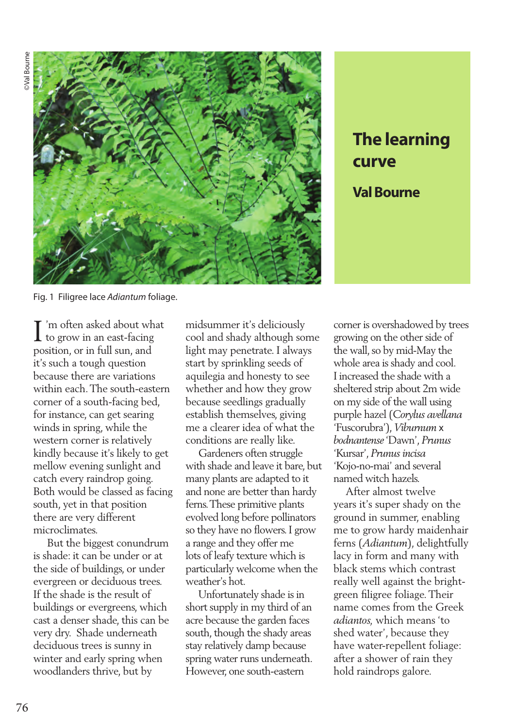# The learning curve

## Val Bourne

Fig. 1 Filigree lace *Adiantum* foliage.

I'm often asked about what to grow in an east-facing position, or in full sun, and it's such a tough question because there are variations within each. The south-eastern corner of a south-facing bed, for instance, can get searing winds in spring, while the western corner is relatively kindly because it's likely to get mellow evening sunlight and catch every raindrop going. Both would be classed as facing south, yet in that position there are very different microclimates.

But the biggest conundrum is shade: it can be under or at the side of buildings, or under evergreen or deciduous trees. If the shade is the result of buildings or evergreens, which cast a denser shade, this can be very dry. Shade underneath deciduous trees is sunny in winter and early spring when woodlanders thrive, but by midsummer it's deliciously cool and shady although some light may penetrate. I always start by sprinkling seeds of aquilegia and honesty to see whether and how they grow because seedlings gradually establish themselves, giving me a clearer idea of what the conditions are really like.

Gardeners often struggle with shade and leave it bare, but many plants are adapted to it and none are better than hardy ferns. These primitive plants evolved long before pollinators so they have no flowers. I grow a range and they offer me lots of leafy texture which is particularly welcome when the weather's hot.

Unfortunately shade is in short supply in my third of an acre because the garden faces south, though the shady areas stay relatively damp because spring water runs underneath. However, one south-eastern corner is overshadowed by trees growing on the other side of the wall, so by mid-May the whole area is shady and cool. I increased the shade with a sheltered strip about 2m wide on my side of the wall using purple hazel (*Corylus avellana* 'Fuscorubra'), *Viburnum* x *bodnantense* 'Dawn', *Prunus* 'Kursar', *Prunus incisa* 'Kojo-no-mai' and several named witch hazels.

After almost twelve years it's super shady on the ground in summer, enabling me to grow hardy maidenhair ferns (*Adiantum*), delightfully lacy in form and many with black stems which contrast really well against the bright-green filigree foliage. Their name comes from the Greek *adiantos*, which means 'to shed water', because they have water-repellent foliage: after a shower of rain they hold raindrops galore.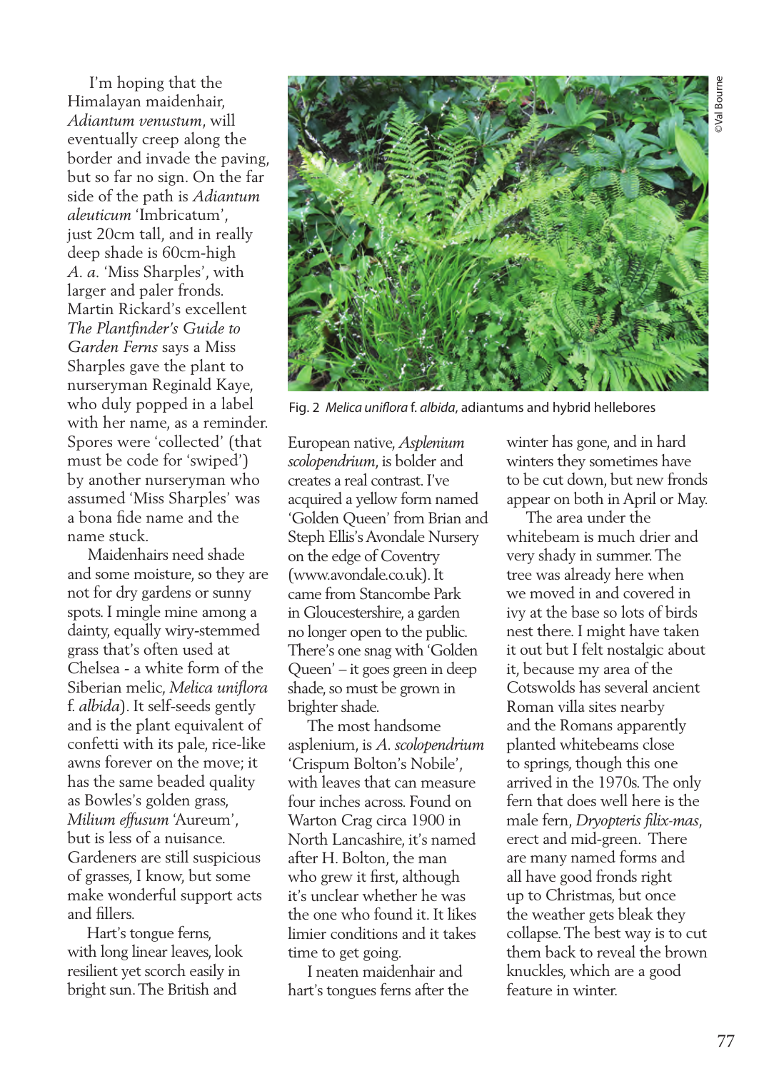I'm hoping that the Himalayan maidenhair, *Adiantum venustum*, will eventually creep along the border and invade the paving, but so far no sign. On the far side of the path is *Adiantum aleuticum* 'Imbricatum', just 20cm tall, and in really deep shade is 60cm-high *A. a.* 'Miss Sharples', with larger and paler fronds. Martin Rickard's excellent *The Plantfinder's Guide to Garden Ferns* says a Miss Sharples gave the plant to nurseryman Reginald Kaye, who duly popped in a label with her name, as a reminder. Spores were 'collected' (that must be code for 'swiped') by another nurseryman who assumed 'Miss Sharples' was a bona fide name and the name stuck.

Maidenhairs need shade and some moisture, so they are not for dry gardens or sunny spots. I mingle mine among a dainty, equally wiry-stemmed grass that's often used at Chelsea - a white form of the Siberian melic, *Melica uniflora* f. *albida*). It self-seeds gently and is the plant equivalent of confetti with its pale, rice-like awns forever on the move; it has the same beaded quality as Bowles's golden grass, *Milium effusum* 'Aureum', but is less of a nuisance. Gardeners are still suspicious of grasses, I know, but some make wonderful support acts and fillers.

Fig. 2 *Melica uniflora* f. *albida*, adiantums and hybrid hellebores

©Val Bourne

Hart's tongue ferns, with long linear leaves, look resilient yet scorch easily in bright sun. The British and European native, *Asplenium scolopendrium*, is bolder and creates a real contrast. I've acquired a yellow form named 'Golden Queen' from Brian and Steph Ellis's Avondale Nursery on the edge of Coventry (www.avondale.co.uk). It came from Stancombe Park in Gloucestershire, a garden no longer open to the public. There's one snag with 'Golden Queen' – it goes green in deep shade, so must be grown in brighter shade.

The most handsome asplenium, is *A. scolopendrium* 'Crispum Bolton's Nobile', with leaves that can measure four inches across. Found on Warton Crag circa 1900 in North Lancashire, it's named after H. Bolton, the man who grew it first, although it's unclear whether he was the one who found it. It likes limier conditions and it takes time to get going.

I neaten maidenhair and hart's tongues ferns after the winter has gone, and in hard winters they sometimes have to be cut down, but new fronds appear on both in April or May.

The area under the whitebeam is much drier and very shady in summer. The tree was already here when we moved in and covered in ivy at the base so lots of birds nest there. I might have taken it out but I felt nostalgic about it, because my area of the Cotswolds has several ancient Roman villa sites nearby and the Romans apparently planted whitebeams close to springs, though this one arrived in the 1970s. The only fern that does well here is the male fern, *Dryopteris filix-mas*, erect and mid-green. There are many named forms and all have good fronds right up to Christmas, but once the weather gets bleak they collapse. The best way is to cut them back to reveal the brown knuckles, which are a good feature in winter.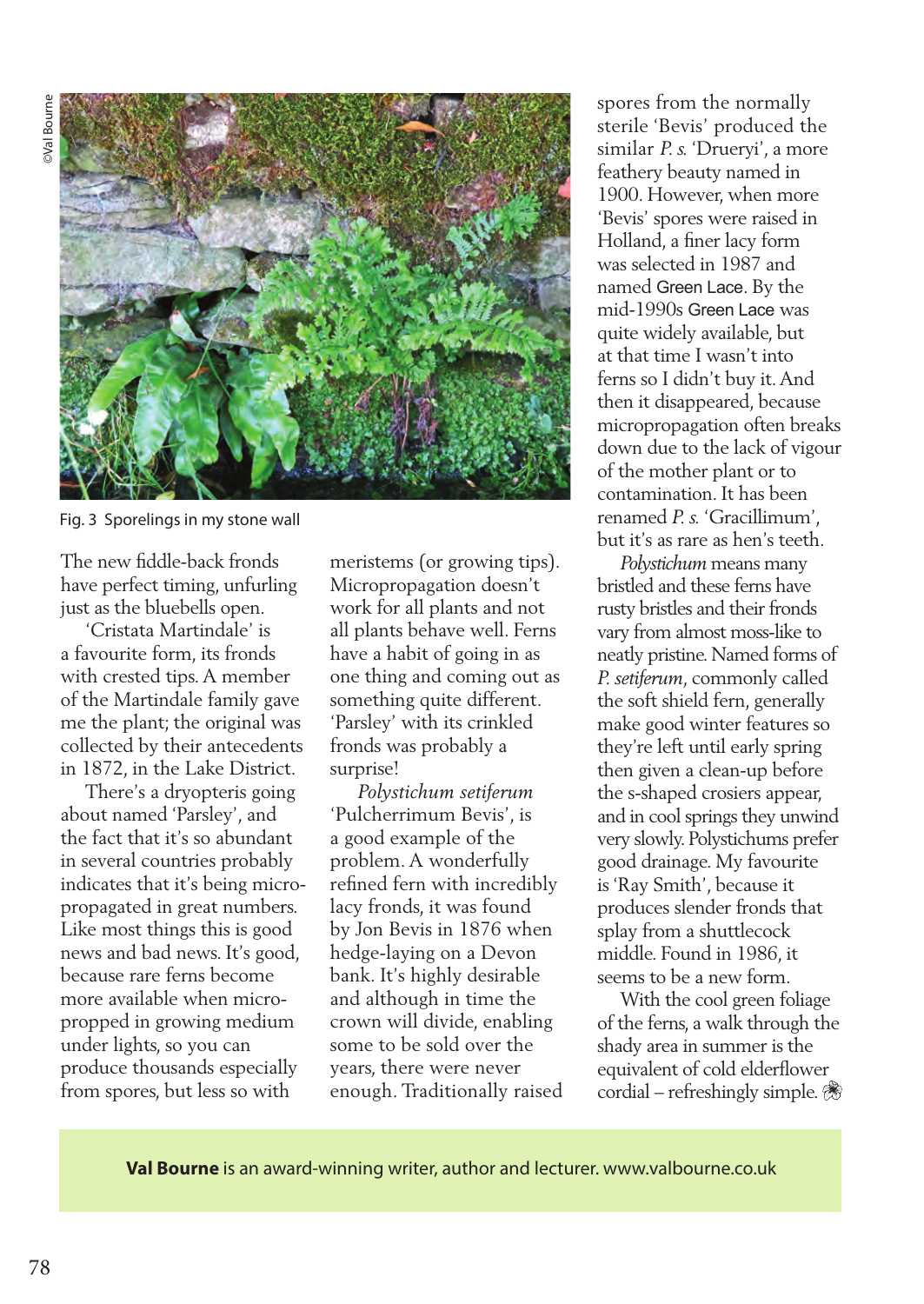©Val Bourne

Fig. 3 Sporelings in my stone wall

The new fiddle-back fronds have perfect timing, unfurling just as the bluebells open.

'Cristata Martindale' is a favourite form, its fronds with crested tips. A member of the Martindale family gave me the plant; the original was collected by their antecedents in 1872, in the Lake District.

There's a dryopteris going about named 'Parsley', and the fact that it's so abundant in several countries probably indicates that it's being micro-propagated in great numbers. Like most things this is good news and bad news. It's good, because rare ferns become more available when micro-propped in growing medium under lights, so you can produce thousands especially from spores, but less so with meristems (or growing tips). Micropropagation doesn't work for all plants and not all plants behave well. Ferns have a habit of going in as one thing and coming out as something quite different. 'Parsley' with its crinkled fronds was probably a surprise!

*Polystichum setiferum* 'Pulcherrimum Bevis', is a good example of the problem. A wonderfully refined fern with incredibly lacy fronds, it was found by Jon Bevis in 1876 when hedge-laying on a Devon bank. It's highly desirable and although in time the crown will divide, enabling some to be sold over the years, there were never enough. Traditionally raised spores from the normally sterile 'Bevis' produced the similar *P. s.* 'Drueryi', a more feathery beauty named in 1900. However, when more 'Bevis' spores were raised in Holland, a finer lacy form was selected in 1987 and named Green Lace. By the mid-1990s Green Lace was quite widely available, but at that time I wasn't into ferns so I didn't buy it. And then it disappeared, because micropropagation often breaks down due to the lack of vigour of the mother plant or to contamination. It has been renamed *P. s.* 'Gracillimum', but it's as rare as hen's teeth.

*Polystichum* means many bristled and these ferns have rusty bristles and their fronds vary from almost moss-like to neatly pristine. Named forms of *P. setiferum*, commonly called the soft shield fern, generally make good winter features so they're left until early spring then given a clean-up before the s-shaped crosiers appear, and in cool springs they unwind very slowly. Polystichums prefer good drainage. My favourite is 'Ray Smith', because it produces slender fronds that splay from a shuttlecock middle. Found in 1986, it seems to be a new form.

With the cool green foliage of the ferns, a walk through the shady area in summer is the equivalent of cold elderflower cordial – refreshingly simple.

**Val Bourne** is an award-winning writer, author and lecturer. www.valbourne.co.uk